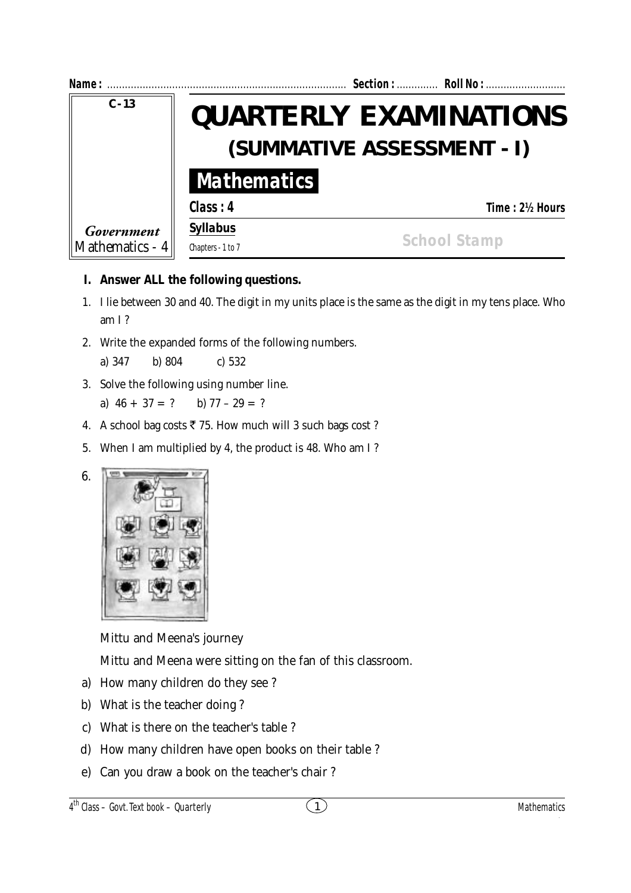Name : ................................................................................ Section : ............. Roll No : ...........................

C - 13

*Government*
Mathematics - 4

# QUARTERLY EXAMINATIONS

## (SUMMATIVE ASSESSMENT - I)

## Mathematics

**Class : 4** **Time : 2½ Hours**

**Syllabus**

Chapters - 1 to 7

School Stamp

**I. Answer ALL the following questions.**

1. I lie between 30 and 40. The digit in my units place is the same as the digit in my tens place. Who am I ?

2. Write the expanded forms of the following numbers.

   a) 347 b) 804 c) 532

3. Solve the following using number line.

   a) $46 + 37 = ?$ b) $77 - 29 = ?$

4. A school bag costs ₹ 75. How much will 3 such bags cost ?

5. When I am multiplied by 4, the product is 48. Who am I ?

6. Mittu and Meena's journey

   Mittu and Meena were sitting on the fan of this classroom.

   a) How many children do they see ?

   b) What is the teacher doing ?

   c) What is there on the teacher's table ?

   d) How many children have open books on their table ?

   e) Can you draw a book on the teacher's chair ?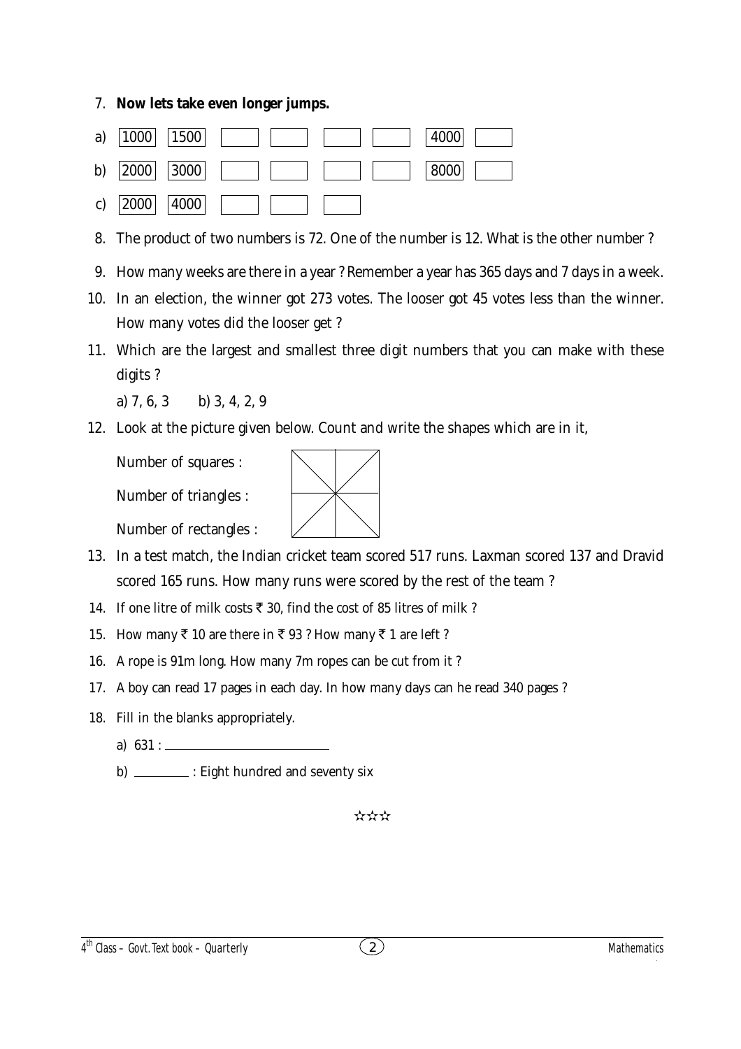7. **Now lets take even longer jumps.**

a) 1000 | 1500 | ____ | ____ | ____ | ____ | 4000 | ____

b) 2000 | 3000 | ____ | ____ | ____ | ____ | 8000 | ____

c) 2000 | 4000 | ____ | ____ | ____

8. The product of two numbers is 72. One of the number is 12. What is the other number ?

9. How many weeks are there in a year ? Remember a year has 365 days and 7 days in a week.

10. In an election, the winner got 273 votes. The looser got 45 votes less than the winner. How many votes did the looser get ?

11. Which are the largest and smallest three digit numbers that you can make with these digits ?

    a) 7, 6, 3    b) 3, 4, 2, 9

12. Look at the picture given below. Count and write the shapes which are in it,

    Number of squares :

    Number of triangles :

    Number of rectangles :

13. In a test match, the Indian cricket team scored 517 runs. Laxman scored 137 and Dravid scored 165 runs. How many runs were scored by the rest of the team ?

14. If one litre of milk costs ₹ 30, find the cost of 85 litres of milk ?

15. How many ₹ 10 are there in ₹ 93 ? How many ₹ 1 are left ?

16. A rope is 91m long. How many 7m ropes can be cut from it ?

17. A boy can read 17 pages in each day. In how many days can he read 340 pages ?

18. Fill in the blanks appropriately.

    a) 631 : ____________________

    b) ________ : Eight hundred and seventy six

☆☆☆